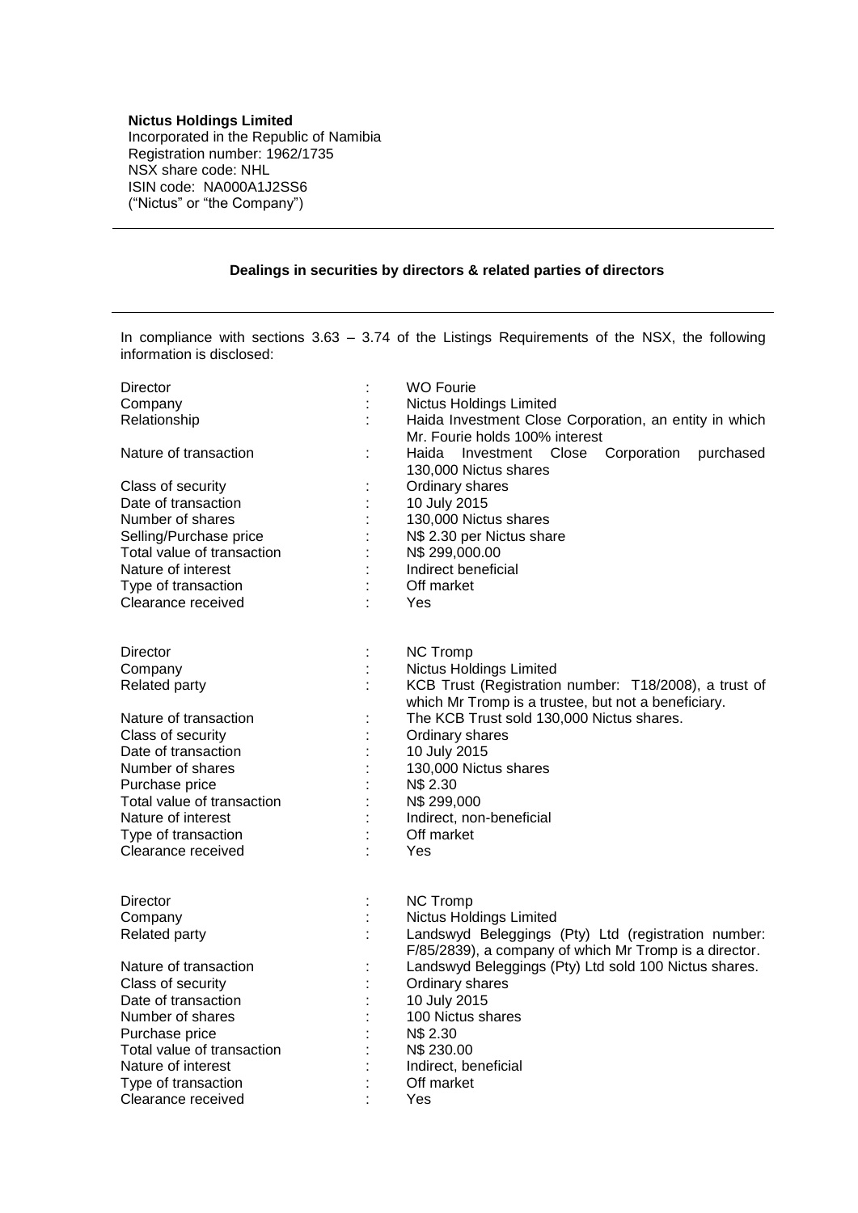**Nictus Holdings Limited**
Incorporated in the Republic of Namibia
Registration number: 1962/1735
NSX share code: NHL
ISIN code: NA000A1J2SS6
("Nictus" or "the Company")

---

**Dealings in securities by directors & related parties of directors**

---

In compliance with sections 3.63 – 3.74 of the Listings Requirements of the NSX, the following information is disclosed:

| | | |
|---|---|---|
| Director | : | WO Fourie |
| Company | : | Nictus Holdings Limited |
| Relationship | : | Haida Investment Close Corporation, an entity in which Mr. Fourie holds 100% interest |
| Nature of transaction | : | Haida Investment Close Corporation purchased 130,000 Nictus shares |
| Class of security | : | Ordinary shares |
| Date of transaction | : | 10 July 2015 |
| Number of shares | : | 130,000 Nictus shares |
| Selling/Purchase price | : | N$ 2.30 per Nictus share |
| Total value of transaction | : | N$ 299,000.00 |
| Nature of interest | : | Indirect beneficial |
| Type of transaction | : | Off market |
| Clearance received | : | Yes |

| | | |
|---|---|---|
| Director | : | NC Tromp |
| Company | : | Nictus Holdings Limited |
| Related party | : | KCB Trust (Registration number: T18/2008), a trust of which Mr Tromp is a trustee, but not a beneficiary. |
| Nature of transaction | : | The KCB Trust sold 130,000 Nictus shares. |
| Class of security | : | Ordinary shares |
| Date of transaction | : | 10 July 2015 |
| Number of shares | : | 130,000 Nictus shares |
| Purchase price | : | N$ 2.30 |
| Total value of transaction | : | N$ 299,000 |
| Nature of interest | : | Indirect, non-beneficial |
| Type of transaction | : | Off market |
| Clearance received | : | Yes |

| | | |
|---|---|---|
| Director | : | NC Tromp |
| Company | : | Nictus Holdings Limited |
| Related party | : | Landswyd Beleggings (Pty) Ltd (registration number: F/85/2839), a company of which Mr Tromp is a director. |
| Nature of transaction | : | Landswyd Beleggings (Pty) Ltd sold 100 Nictus shares. |
| Class of security | : | Ordinary shares |
| Date of transaction | : | 10 July 2015 |
| Number of shares | : | 100 Nictus shares |
| Purchase price | : | N$ 2.30 |
| Total value of transaction | : | N$ 230.00 |
| Nature of interest | : | Indirect, beneficial |
| Type of transaction | : | Off market |
| Clearance received | : | Yes |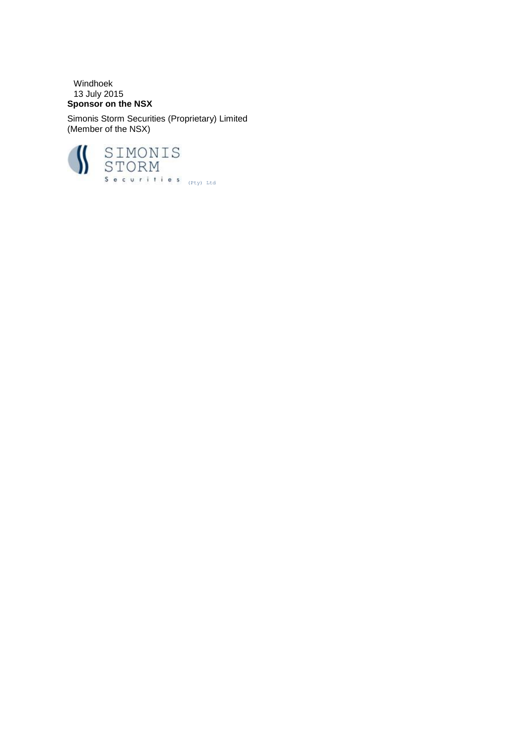Windhoek
13 July 2015

**Sponsor on the NSX**

Simonis Storm Securities (Proprietary) Limited
(Member of the NSX)

SIMONIS
STORM
Securities (Pty) Ltd